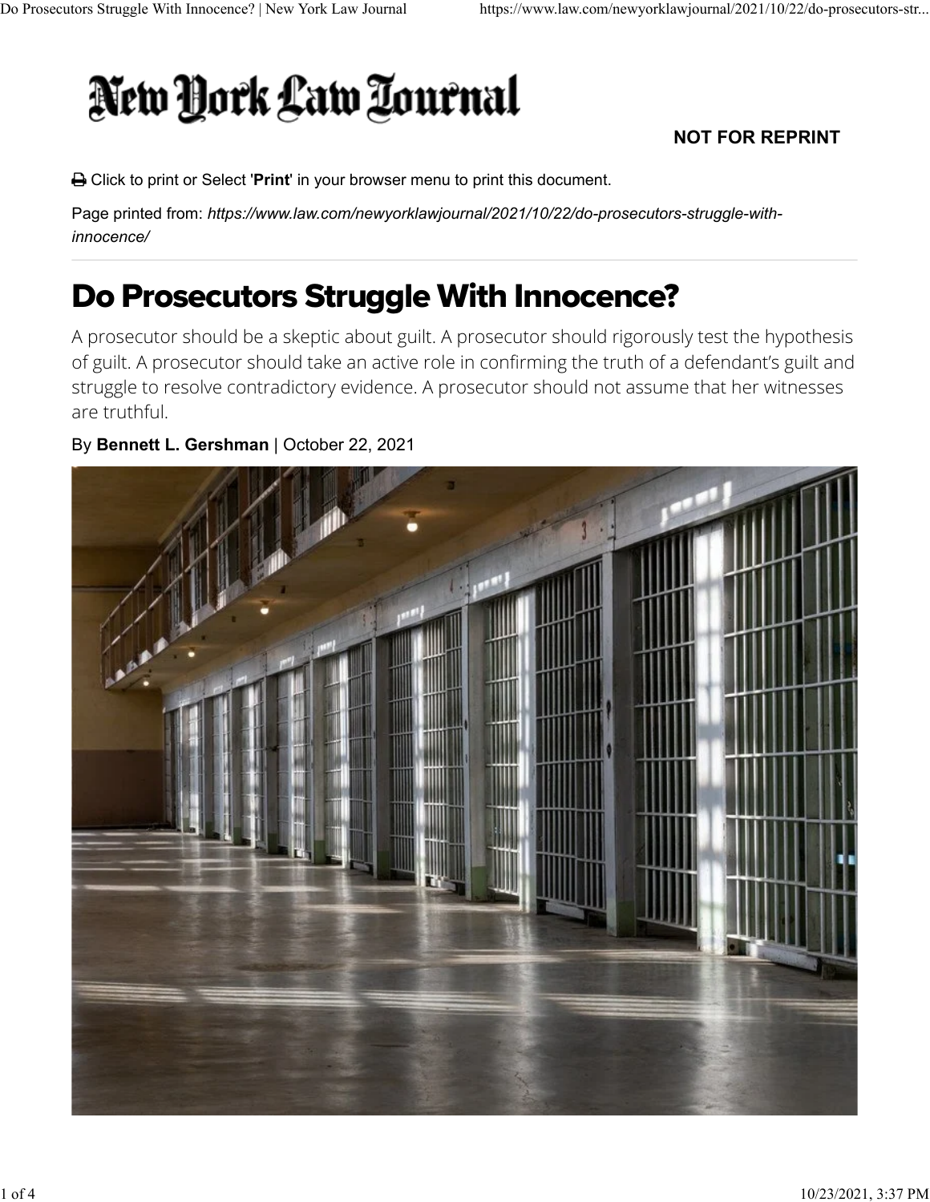New York Law Journal

**NOT FOR REPRINT**

Click to print or Select '**Print**' in your browser menu to print this document.

Page printed from: *https://www.law.com/newyorklawjournal/2021/10/22/do-prosecutors-struggle-with-innocence/*

# Do Prosecutors Struggle With Innocence?

A prosecutor should be a skeptic about guilt. A prosecutor should rigorously test the hypothesis of guilt. A prosecutor should take an active role in confirming the truth of a defendant's guilt and struggle to resolve contradictory evidence. A prosecutor should not assume that her witnesses are truthful.

By **Bennett L. Gershman** | October 22, 2021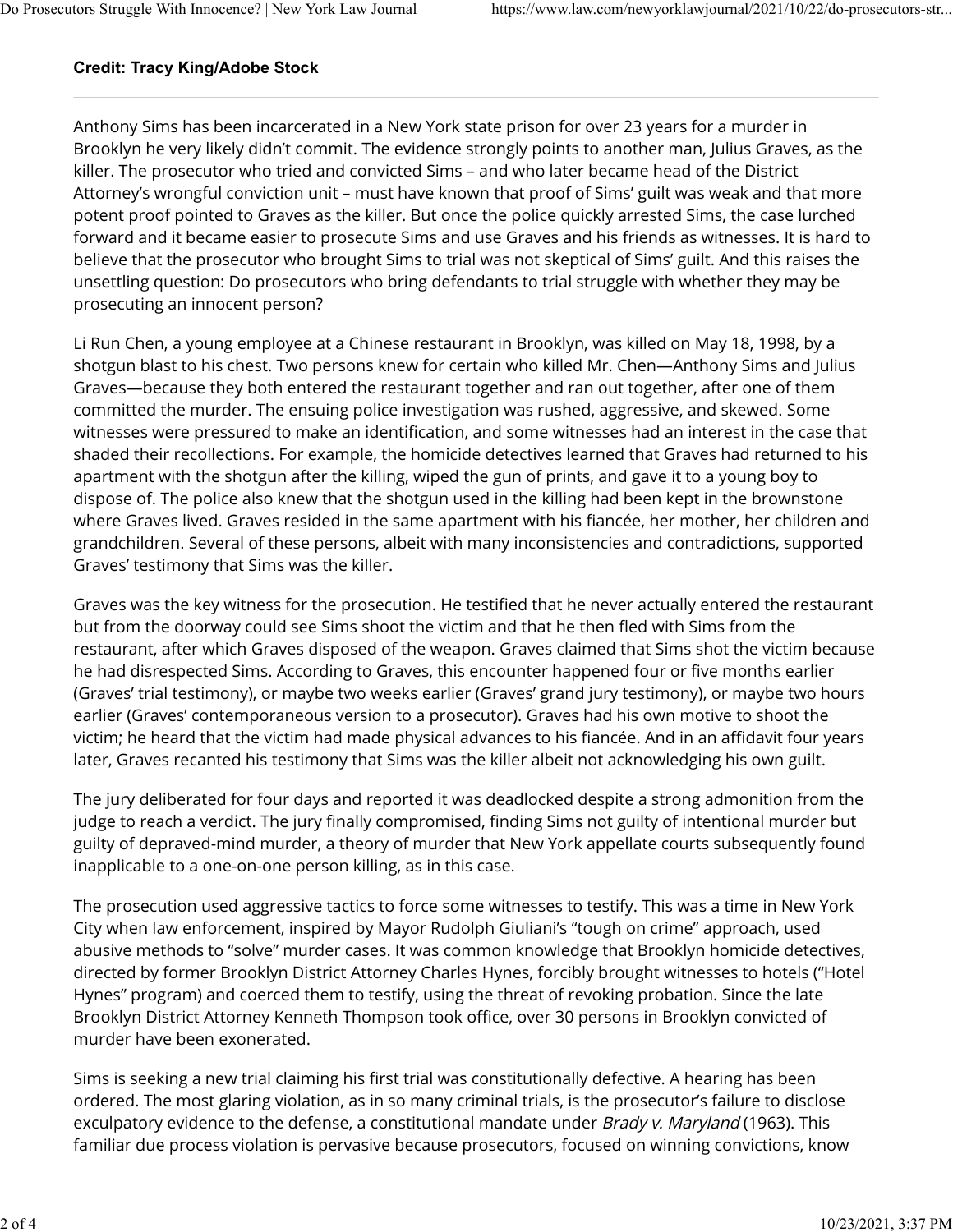**Credit: Tracy King/Adobe Stock**

Anthony Sims has been incarcerated in a New York state prison for over 23 years for a murder in Brooklyn he very likely didn't commit. The evidence strongly points to another man, Julius Graves, as the killer. The prosecutor who tried and convicted Sims – and who later became head of the District Attorney's wrongful conviction unit – must have known that proof of Sims' guilt was weak and that more potent proof pointed to Graves as the killer. But once the police quickly arrested Sims, the case lurched forward and it became easier to prosecute Sims and use Graves and his friends as witnesses. It is hard to believe that the prosecutor who brought Sims to trial was not skeptical of Sims' guilt. And this raises the unsettling question: Do prosecutors who bring defendants to trial struggle with whether they may be prosecuting an innocent person?

Li Run Chen, a young employee at a Chinese restaurant in Brooklyn, was killed on May 18, 1998, by a shotgun blast to his chest. Two persons knew for certain who killed Mr. Chen—Anthony Sims and Julius Graves—because they both entered the restaurant together and ran out together, after one of them committed the murder. The ensuing police investigation was rushed, aggressive, and skewed. Some witnesses were pressured to make an identification, and some witnesses had an interest in the case that shaded their recollections. For example, the homicide detectives learned that Graves had returned to his apartment with the shotgun after the killing, wiped the gun of prints, and gave it to a young boy to dispose of. The police also knew that the shotgun used in the killing had been kept in the brownstone where Graves lived. Graves resided in the same apartment with his fiancée, her mother, her children and grandchildren. Several of these persons, albeit with many inconsistencies and contradictions, supported Graves' testimony that Sims was the killer.

Graves was the key witness for the prosecution. He testified that he never actually entered the restaurant but from the doorway could see Sims shoot the victim and that he then fled with Sims from the restaurant, after which Graves disposed of the weapon. Graves claimed that Sims shot the victim because he had disrespected Sims. According to Graves, this encounter happened four or five months earlier (Graves' trial testimony), or maybe two weeks earlier (Graves' grand jury testimony), or maybe two hours earlier (Graves' contemporaneous version to a prosecutor). Graves had his own motive to shoot the victim; he heard that the victim had made physical advances to his fiancée. And in an affidavit four years later, Graves recanted his testimony that Sims was the killer albeit not acknowledging his own guilt.

The jury deliberated for four days and reported it was deadlocked despite a strong admonition from the judge to reach a verdict. The jury finally compromised, finding Sims not guilty of intentional murder but guilty of depraved-mind murder, a theory of murder that New York appellate courts subsequently found inapplicable to a one-on-one person killing, as in this case.

The prosecution used aggressive tactics to force some witnesses to testify. This was a time in New York City when law enforcement, inspired by Mayor Rudolph Giuliani's "tough on crime" approach, used abusive methods to "solve" murder cases. It was common knowledge that Brooklyn homicide detectives, directed by former Brooklyn District Attorney Charles Hynes, forcibly brought witnesses to hotels ("Hotel Hynes" program) and coerced them to testify, using the threat of revoking probation. Since the late Brooklyn District Attorney Kenneth Thompson took office, over 30 persons in Brooklyn convicted of murder have been exonerated.

Sims is seeking a new trial claiming his first trial was constitutionally defective. A hearing has been ordered. The most glaring violation, as in so many criminal trials, is the prosecutor's failure to disclose exculpatory evidence to the defense, a constitutional mandate under *Brady v. Maryland* (1963). This familiar due process violation is pervasive because prosecutors, focused on winning convictions, know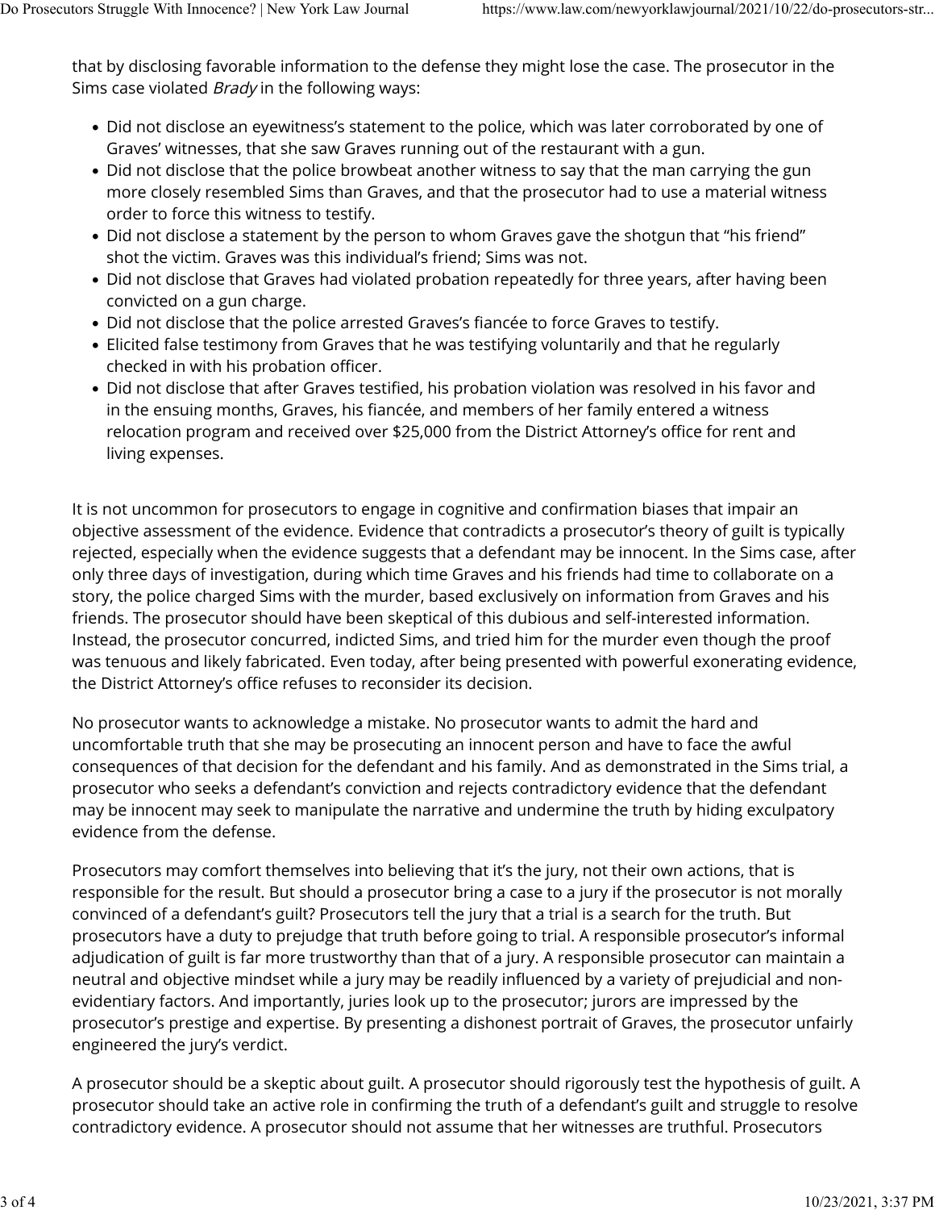that by disclosing favorable information to the defense they might lose the case. The prosecutor in the Sims case violated *Brady* in the following ways:

- Did not disclose an eyewitness's statement to the police, which was later corroborated by one of Graves' witnesses, that she saw Graves running out of the restaurant with a gun.
- Did not disclose that the police browbeat another witness to say that the man carrying the gun more closely resembled Sims than Graves, and that the prosecutor had to use a material witness order to force this witness to testify.
- Did not disclose a statement by the person to whom Graves gave the shotgun that "his friend" shot the victim. Graves was this individual's friend; Sims was not.
- Did not disclose that Graves had violated probation repeatedly for three years, after having been convicted on a gun charge.
- Did not disclose that the police arrested Graves's fiancée to force Graves to testify.
- Elicited false testimony from Graves that he was testifying voluntarily and that he regularly checked in with his probation officer.
- Did not disclose that after Graves testified, his probation violation was resolved in his favor and in the ensuing months, Graves, his fiancée, and members of her family entered a witness relocation program and received over $25,000 from the District Attorney's office for rent and living expenses.

It is not uncommon for prosecutors to engage in cognitive and confirmation biases that impair an objective assessment of the evidence. Evidence that contradicts a prosecutor's theory of guilt is typically rejected, especially when the evidence suggests that a defendant may be innocent. In the Sims case, after only three days of investigation, during which time Graves and his friends had time to collaborate on a story, the police charged Sims with the murder, based exclusively on information from Graves and his friends. The prosecutor should have been skeptical of this dubious and self-interested information. Instead, the prosecutor concurred, indicted Sims, and tried him for the murder even though the proof was tenuous and likely fabricated. Even today, after being presented with powerful exonerating evidence, the District Attorney's office refuses to reconsider its decision.

No prosecutor wants to acknowledge a mistake. No prosecutor wants to admit the hard and uncomfortable truth that she may be prosecuting an innocent person and have to face the awful consequences of that decision for the defendant and his family. And as demonstrated in the Sims trial, a prosecutor who seeks a defendant's conviction and rejects contradictory evidence that the defendant may be innocent may seek to manipulate the narrative and undermine the truth by hiding exculpatory evidence from the defense.

Prosecutors may comfort themselves into believing that it's the jury, not their own actions, that is responsible for the result. But should a prosecutor bring a case to a jury if the prosecutor is not morally convinced of a defendant's guilt? Prosecutors tell the jury that a trial is a search for the truth. But prosecutors have a duty to prejudge that truth before going to trial. A responsible prosecutor's informal adjudication of guilt is far more trustworthy than that of a jury. A responsible prosecutor can maintain a neutral and objective mindset while a jury may be readily influenced by a variety of prejudicial and non-evidentiary factors. And importantly, juries look up to the prosecutor; jurors are impressed by the prosecutor's prestige and expertise. By presenting a dishonest portrait of Graves, the prosecutor unfairly engineered the jury's verdict.

A prosecutor should be a skeptic about guilt. A prosecutor should rigorously test the hypothesis of guilt. A prosecutor should take an active role in confirming the truth of a defendant's guilt and struggle to resolve contradictory evidence. A prosecutor should not assume that her witnesses are truthful. Prosecutors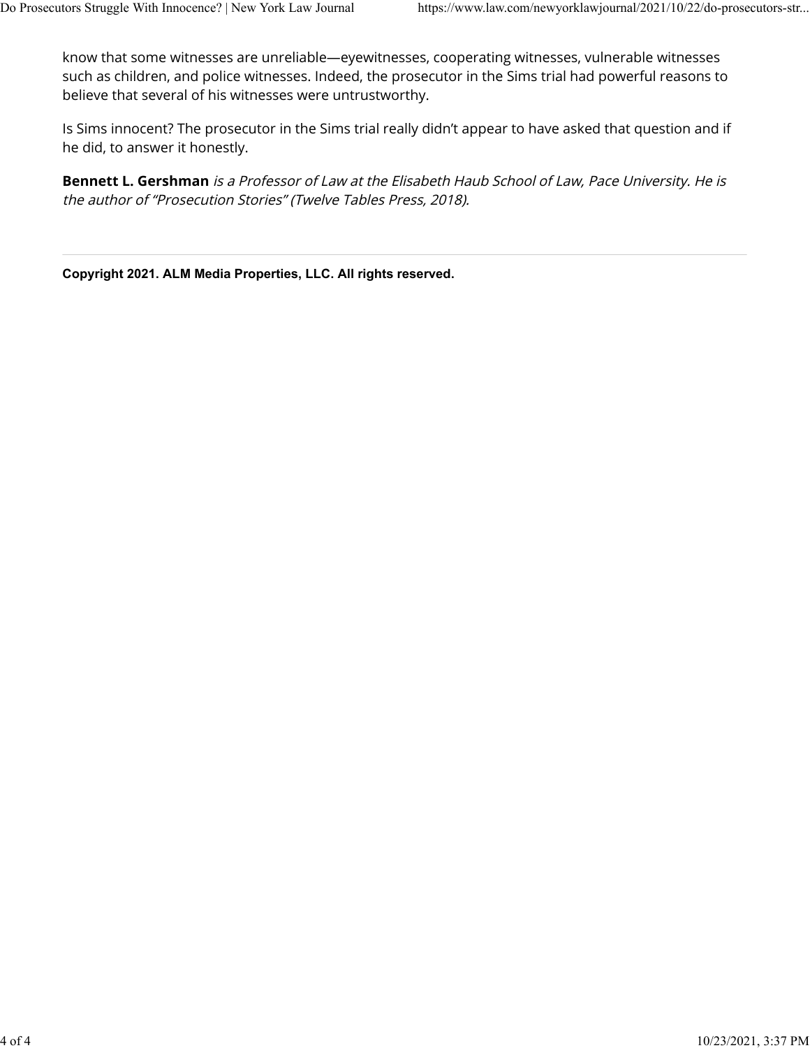know that some witnesses are unreliable—eyewitnesses, cooperating witnesses, vulnerable witnesses such as children, and police witnesses. Indeed, the prosecutor in the Sims trial had powerful reasons to believe that several of his witnesses were untrustworthy.

Is Sims innocent? The prosecutor in the Sims trial really didn't appear to have asked that question and if he did, to answer it honestly.

**Bennett L. Gershman** *is a Professor of Law at the Elisabeth Haub School of Law, Pace University. He is the author of "Prosecution Stories" (Twelve Tables Press, 2018).*

---

**Copyright 2021. ALM Media Properties, LLC. All rights reserved.**